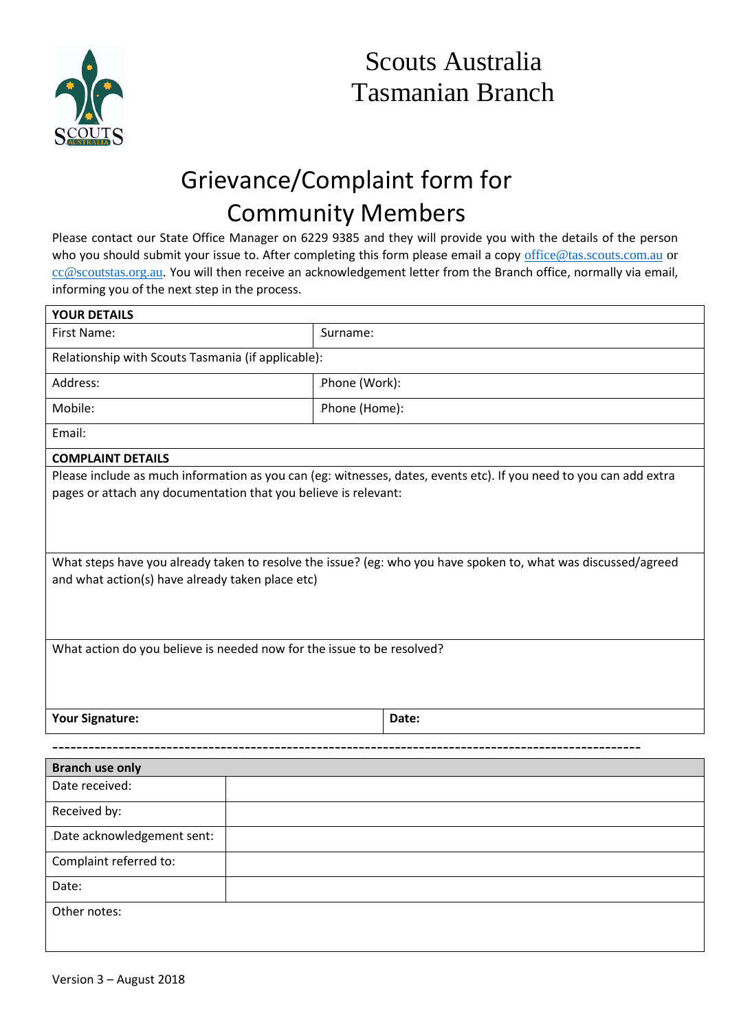Scouts Australia
Tasmanian Branch

# Grievance/Complaint form for Community Members

Please contact our State Office Manager on 6229 9385 and they will provide you with the details of the person who you should submit your issue to. After completing this form please email a copy office@tas.scouts.com.au or cc@scoutstas.org.au. You will then receive an acknowledgement letter from the Branch office, normally via email, informing you of the next step in the process.

| **YOUR DETAILS** | |
|---|---|
| First Name: | Surname: |
| Relationship with Scouts Tasmania (if applicable): | |
| Address: | Phone (Work): |
| Mobile: | Phone (Home): |
| Email: | |
| **COMPLAINT DETAILS** | |
| Please include as much information as you can (eg: witnesses, dates, events etc). If you need to you can add extra pages or attach any documentation that you believe is relevant: | |
| What steps have you already taken to resolve the issue? (eg: who you have spoken to, what was discussed/agreed and what action(s) have already taken place etc) | |
| What action do you believe is needed now for the issue to be resolved? | |
| **Your Signature:** | **Date:** |

---

| **Branch use only** | |
|---|---|
| Date received: | |
| Received by: | |
| Date acknowledgement sent: | |
| Complaint referred to: | |
| Date: | |
| Other notes: | |

Version 3 – August 2018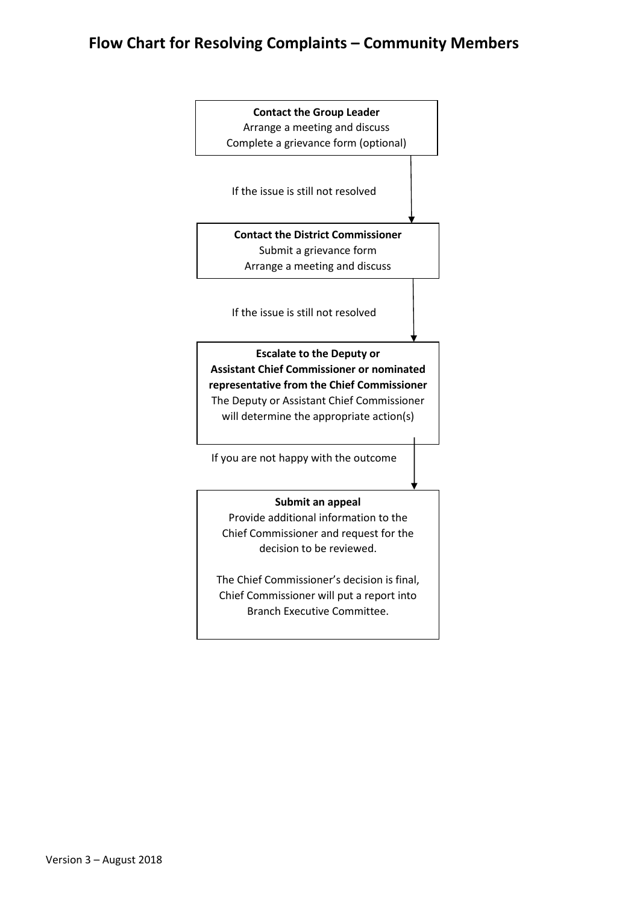# Flow Chart for Resolving Complaints – Community Members

**Contact the Group Leader**
Arrange a meeting and discuss
Complete a grievance form (optional)

↓ If the issue is still not resolved

**Contact the District Commissioner**
Submit a grievance form
Arrange a meeting and discuss

↓ If the issue is still not resolved

**Escalate to the Deputy or Assistant Chief Commissioner or nominated representative from the Chief Commissioner**
The Deputy or Assistant Chief Commissioner will determine the appropriate action(s)

↓ If you are not happy with the outcome

**Submit an appeal**
Provide additional information to the Chief Commissioner and request for the decision to be reviewed.

The Chief Commissioner's decision is final, Chief Commissioner will put a report into Branch Executive Committee.

Version 3 – August 2018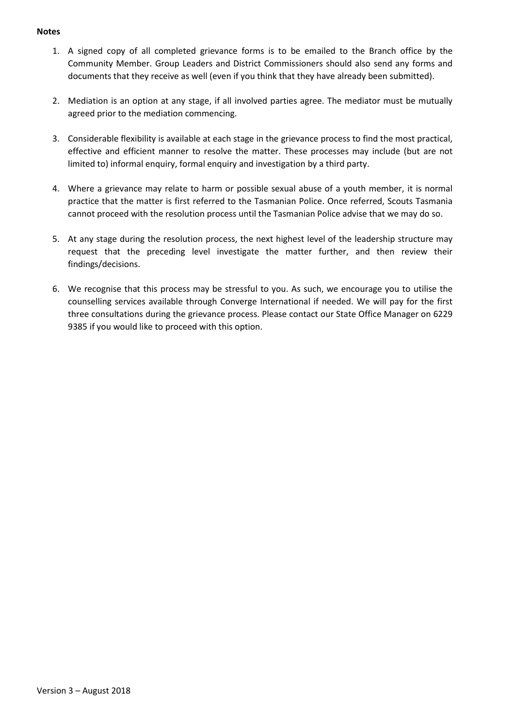**Notes**

1. A signed copy of all completed grievance forms is to be emailed to the Branch office by the Community Member. Group Leaders and District Commissioners should also send any forms and documents that they receive as well (even if you think that they have already been submitted).

2. Mediation is an option at any stage, if all involved parties agree. The mediator must be mutually agreed prior to the mediation commencing.

3. Considerable flexibility is available at each stage in the grievance process to find the most practical, effective and efficient manner to resolve the matter. These processes may include (but are not limited to) informal enquiry, formal enquiry and investigation by a third party.

4. Where a grievance may relate to harm or possible sexual abuse of a youth member, it is normal practice that the matter is first referred to the Tasmanian Police. Once referred, Scouts Tasmania cannot proceed with the resolution process until the Tasmanian Police advise that we may do so.

5. At any stage during the resolution process, the next highest level of the leadership structure may request that the preceding level investigate the matter further, and then review their findings/decisions.

6. We recognise that this process may be stressful to you. As such, we encourage you to utilise the counselling services available through Converge International if needed. We will pay for the first three consultations during the grievance process. Please contact our State Office Manager on 6229 9385 if you would like to proceed with this option.

Version 3 – August 2018